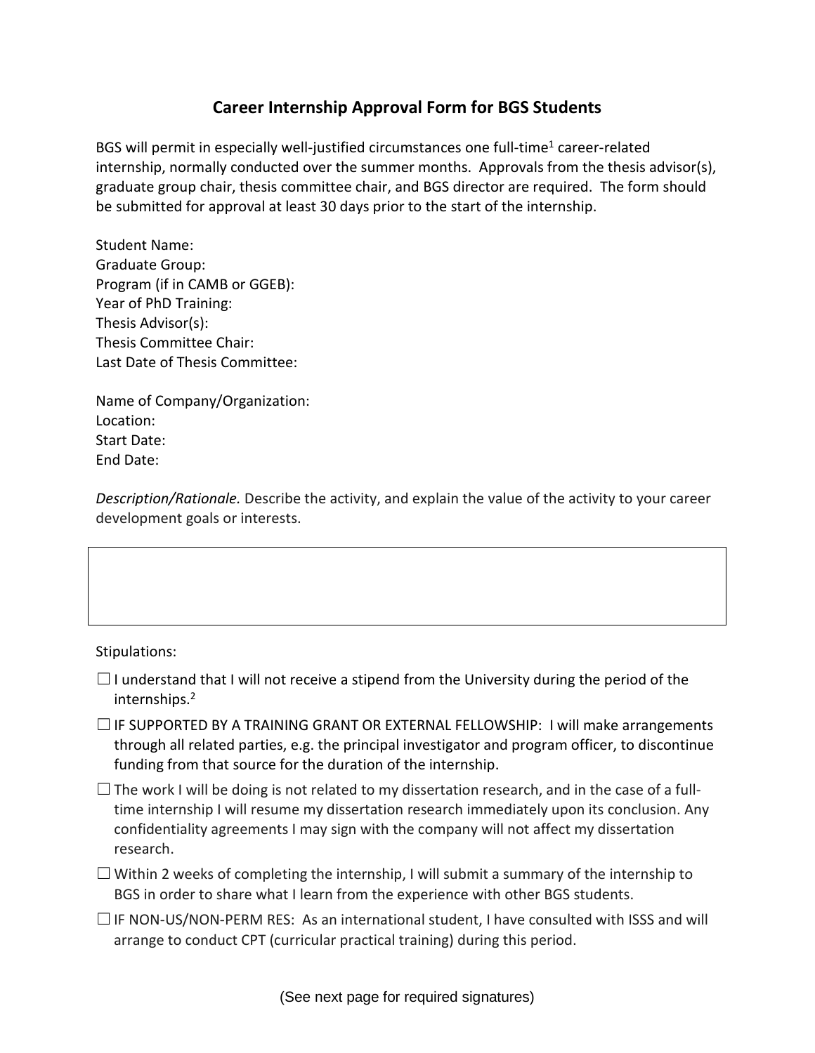# Career Internship Approval Form for BGS Students

BGS will permit in especially well-justified circumstances one full-time[1] career-related internship, normally conducted over the summer months. Approvals from the thesis advisor(s), graduate group chair, thesis committee chair, and BGS director are required. The form should be submitted for approval at least 30 days prior to the start of the internship.

Student Name:
Graduate Group:
Program (if in CAMB or GGEB):
Year of PhD Training:
Thesis Advisor(s):
Thesis Committee Chair:
Last Date of Thesis Committee:

Name of Company/Organization:
Location:
Start Date:
End Date:

*Description/Rationale.* Describe the activity, and explain the value of the activity to your career development goals or interests.

| |
|---|
| |

Stipulations:

☐ I understand that I will not receive a stipend from the University during the period of the internships.[2]

☐ IF SUPPORTED BY A TRAINING GRANT OR EXTERNAL FELLOWSHIP: I will make arrangements through all related parties, e.g. the principal investigator and program officer, to discontinue funding from that source for the duration of the internship.

☐ The work I will be doing is not related to my dissertation research, and in the case of a full-time internship I will resume my dissertation research immediately upon its conclusion. Any confidentiality agreements I may sign with the company will not affect my dissertation research.

☐ Within 2 weeks of completing the internship, I will submit a summary of the internship to BGS in order to share what I learn from the experience with other BGS students.

☐ IF NON-US/NON-PERM RES: As an international student, I have consulted with ISSS and will arrange to conduct CPT (curricular practical training) during this period.

(See next page for required signatures)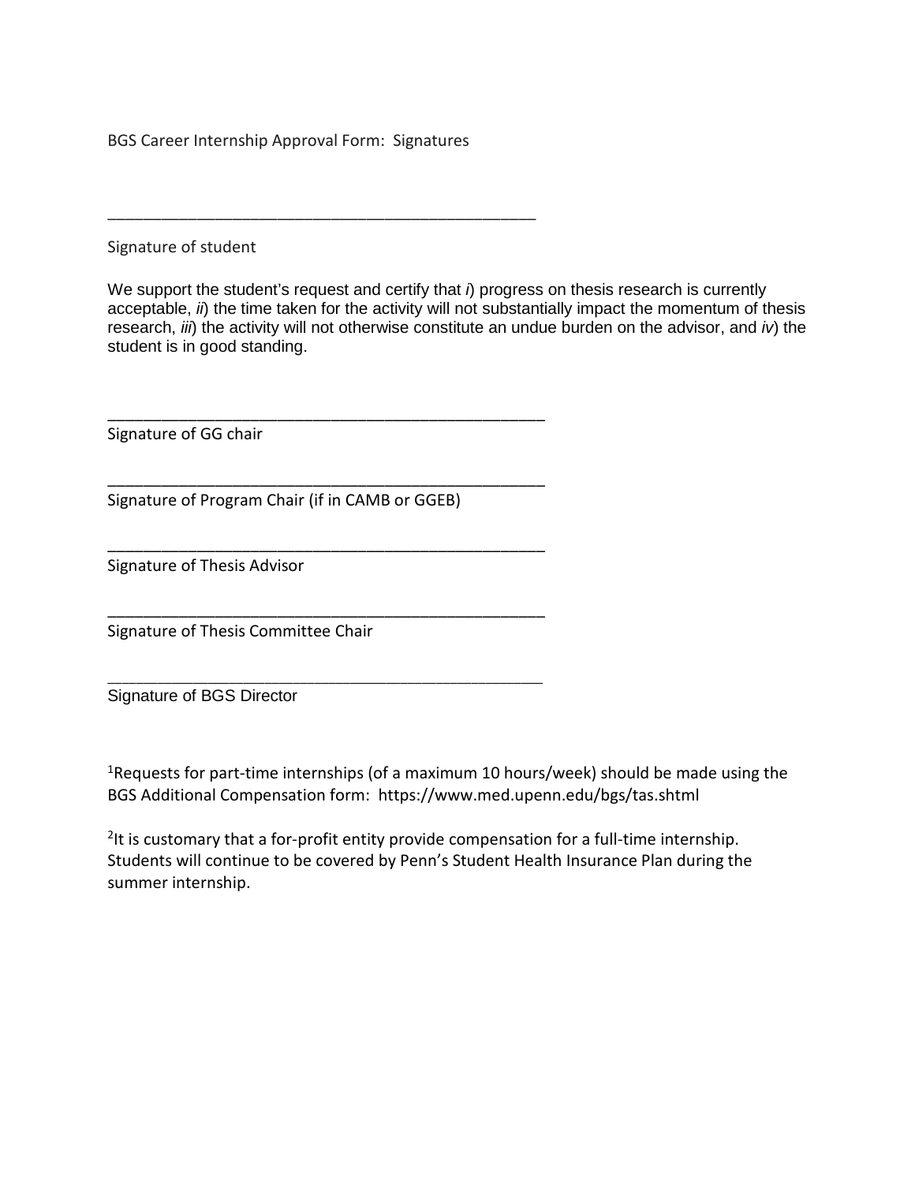BGS Career Internship Approval Form: Signatures

\_\_\_\_\_\_\_\_\_\_\_\_\_\_\_\_\_\_\_\_\_\_\_\_\_\_\_\_\_\_\_\_\_\_\_\_\_\_\_\_\_\_\_\_\_\_\_\_

Signature of student

We support the student's request and certify that *i*) progress on thesis research is currently acceptable, *ii*) the time taken for the activity will not substantially impact the momentum of thesis research, *iii*) the activity will not otherwise constitute an undue burden on the advisor, and *iv*) the student is in good standing.

\_\_\_\_\_\_\_\_\_\_\_\_\_\_\_\_\_\_\_\_\_\_\_\_\_\_\_\_\_\_\_\_\_\_\_\_\_\_\_\_\_\_\_\_\_\_\_\_

Signature of GG chair

\_\_\_\_\_\_\_\_\_\_\_\_\_\_\_\_\_\_\_\_\_\_\_\_\_\_\_\_\_\_\_\_\_\_\_\_\_\_\_\_\_\_\_\_\_\_\_\_

Signature of Program Chair (if in CAMB or GGEB)

\_\_\_\_\_\_\_\_\_\_\_\_\_\_\_\_\_\_\_\_\_\_\_\_\_\_\_\_\_\_\_\_\_\_\_\_\_\_\_\_\_\_\_\_\_\_\_\_

Signature of Thesis Advisor

\_\_\_\_\_\_\_\_\_\_\_\_\_\_\_\_\_\_\_\_\_\_\_\_\_\_\_\_\_\_\_\_\_\_\_\_\_\_\_\_\_\_\_\_\_\_\_\_

Signature of Thesis Committee Chair

\_\_\_\_\_\_\_\_\_\_\_\_\_\_\_\_\_\_\_\_\_\_\_\_\_\_\_\_\_\_\_\_\_\_\_\_\_\_\_\_\_\_\_\_\_\_\_\_

Signature of BGS Director

[1]Requests for part-time internships (of a maximum 10 hours/week) should be made using the BGS Additional Compensation form: https://www.med.upenn.edu/bgs/tas.shtml

[2]It is customary that a for-profit entity provide compensation for a full-time internship. Students will continue to be covered by Penn's Student Health Insurance Plan during the summer internship.